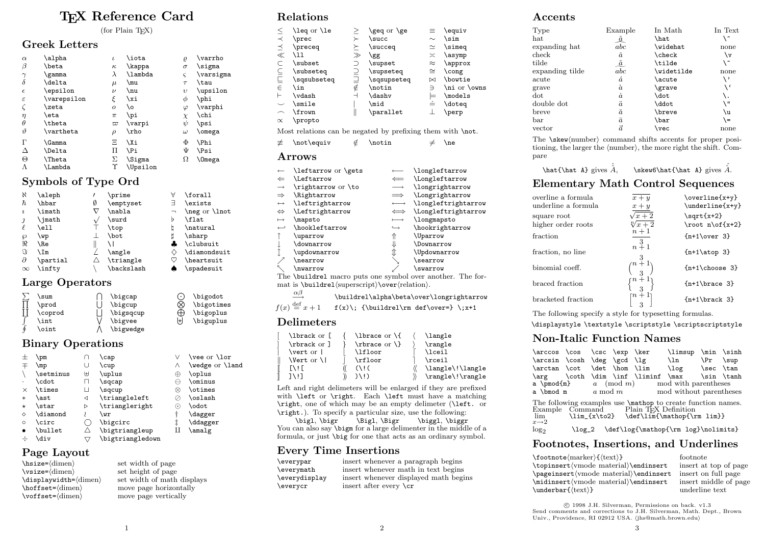# TeX Reference Card

(for Plain TeX)

## Greek Letters

| | | | | | | | |
|---|---|---|---|---|---|---|---|
| $\alpha$ | \alpha | $\iota$ | \iota | $\varrho$ | \varrho |
| $\beta$ | \beta | $\kappa$ | \kappa | $\sigma$ | \sigma |
| $\gamma$ | \gamma | $\lambda$ | \lambda | $\varsigma$ | \varsigma |
| $\delta$ | \delta | $\mu$ | \mu | $\tau$ | \tau |
| $\epsilon$ | \epsilon | $\nu$ | \nu | $\upsilon$ | \upsilon |
| $\varepsilon$ | \varepsilon | $\xi$ | \xi | $\phi$ | \phi |
| $\zeta$ | \zeta | $o$ | \o | $\varphi$ | \varphi |
| $\eta$ | \eta | $\pi$ | \pi | $\chi$ | \chi |
| $\theta$ | \theta | $\varpi$ | \varpi | $\psi$ | \psi |
| $\vartheta$ | \vartheta | $\rho$ | \rho | $\omega$ | \omega |
| $\Gamma$ | \Gamma | $\Xi$ | \Xi | $\Phi$ | \Phi |
| $\Delta$ | \Delta | $\Pi$ | \Pi | $\Psi$ | \Psi |
| $\Theta$ | \Theta | $\Sigma$ | \Sigma | $\Omega$ | \Omega |
| $\Lambda$ | \Lambda | $\Upsilon$ | \Upsilon | | |

## Symbols of Type Ord

| | | | | | |
|---|---|---|---|---|---|
| $\aleph$ | \aleph | $\prime$ | \prime | $\forall$ | \forall |
| $\hbar$ | \hbar | $\emptyset$ | \emptyset | $\exists$ | \exists |
| $\imath$ | \imath | $\nabla$ | \nabla | $\neg$ | \neg or \lnot |
| $\jmath$ | \jmath | $\surd$ | \surd | $\flat$ | \flat |
| $\ell$ | \ell | $\top$ | \top | $\natural$ | \natural |
| $\wp$ | \wp | $\bot$ | \bot | $\sharp$ | \sharp |
| $\Re$ | \Re | $\Vert$ | \| | $\clubsuit$ | \clubsuit |
| $\Im$ | \Im | $\angle$ | \angle | $\diamondsuit$ | \diamondsuit |
| $\partial$ | \partial | $\triangle$ | \triangle | $\heartsuit$ | \heartsuit |
| $\infty$ | \infty | $\backslash$ | \backslash | $\spadesuit$ | \spadesuit |

## Large Operators

| | | | | | |
|---|---|---|---|---|---|
| $\sum$ | \sum | $\bigcap$ | \bigcap | $\bigodot$ | \bigodot |
| $\prod$ | \prod | $\bigcup$ | \bigcup | $\bigotimes$ | \bigotimes |
| $\coprod$ | \coprod | $\bigsqcup$ | \bigsqcup | $\bigoplus$ | \bigoplus |
| $\int$ | \int | $\bigvee$ | \bigvee | $\biguplus$ | \biguplus |
| $\oint$ | \oint | $\bigwedge$ | \bigwedge | | |

## Binary Operations

| | | | | | |
|---|---|---|---|---|---|
| $\pm$ | \pm | $\cap$ | \cap | $\vee$ | \vee or \lor |
| $\mp$ | \mp | $\cup$ | \cup | $\wedge$ | \wedge or \land |
| $\setminus$ | \setminus | $\uplus$ | \uplus | $\oplus$ | \oplus |
| $\cdot$ | \cdot | $\sqcap$ | \sqcap | $\ominus$ | \ominus |
| $\times$ | \times | $\sqcup$ | \sqcup | $\otimes$ | \otimes |
| $\ast$ | \ast | $\triangleleft$ | \triangleleft | $\oslash$ | \oslash |
| $\star$ | \star | $\triangleright$ | \triangleright | $\odot$ | \odot |
| $\diamond$ | \diamond | $\wr$ | \wr | $\dagger$ | \dagger |
| $\circ$ | \circ | $\bigcirc$ | \bigcirc | $\ddagger$ | \ddagger |
| $\bullet$ | \bullet | $\bigtriangleup$ | \bigtriangleup | $\amalg$ | \amalg |
| $\div$ | \div | $\bigtriangledown$ | \bigtriangledown | | |

## Page Layout

| | |
|---|---|
| \hsize=⟨dimen⟩ | set width of page |
| \vsize=⟨dimen⟩ | set height of page |
| \displaywidth=⟨dimen⟩ | set width of math displays |
| \hoffset=⟨dimen⟩ | move page horizontally |
| \voffset=⟨dimen⟩ | move page vertically |

## Relations

| | | | | | |
|---|---|---|---|---|---|
| $\leq$ | \leq or \le | $\geq$ | \geq or \ge | $\equiv$ | \equiv |
| $\prec$ | \prec | $\succ$ | \succ | $\sim$ | \sim |
| $\preceq$ | \preceq | $\succeq$ | \succeq | $\simeq$ | \simeq |
| $\ll$ | \ll | $\gg$ | \gg | $\asymp$ | \asymp |
| $\subset$ | \subset | $\supset$ | \supset | $\approx$ | \approx |
| $\subseteq$ | \subseteq | $\supseteq$ | \supseteq | $\cong$ | \cong |
| $\sqsubseteq$ | \sqsubseteq | $\sqsupseteq$ | \sqsupseteq | $\bowtie$ | \bowtie |
| $\in$ | \in | $\notin$ | \notin | $\ni$ | \ni or \owns |
| $\vdash$ | \vdash | $\dashv$ | \dashv | $\models$ | \models |
| $\smile$ | \smile | $\mid$ | \mid | $\doteq$ | \doteq |
| $\frown$ | \frown | $\parallel$ | \parallel | $\perp$ | \perp |
| $\propto$ | \propto | | | | |

Most relations can be negated by prefixing them with \not.

| | | | | | |
|---|---|---|---|---|---|
| $\not\equiv$ | \not\equiv | $\notin$ | \notin | $\ne$ | \ne |

## Arrows

| | | | |
|---|---|---|---|
| $\leftarrow$ | \leftarrow or \gets | $\longleftarrow$ | \longleftarrow |
| $\Leftarrow$ | \Leftarrow | $\Longleftarrow$ | \Longleftarrow |
| $\rightarrow$ | \rightarrow or \to | $\longrightarrow$ | \longrightarrow |
| $\Rightarrow$ | \Rightarrow | $\Longrightarrow$ | \Longrightarrow |
| $\leftrightarrow$ | \leftrightarrow | $\longleftrightarrow$ | \longleftrightarrow |
| $\Leftrightarrow$ | \Leftrightarrow | $\Longleftrightarrow$ | \Longleftrightarrow |
| $\mapsto$ | \mapsto | $\longmapsto$ | \longmapsto |
| $\hookleftarrow$ | \hookleftarrow | $\hookrightarrow$ | \hookrightarrow |
| $\uparrow$ | \uparrow | $\Uparrow$ | \Uparrow |
| $\downarrow$ | \downarrow | $\Downarrow$ | \Downarrow |
| $\updownarrow$ | \updownarrow | $\Updownarrow$ | \Updownarrow |
| $\nearrow$ | \nearrow | $\searrow$ | \searrow |
| $\nwarrow$ | \nwarrow | $\swarrow$ | \swarrow |

The \buildrel macro puts one symbol over another. The format is \buildrel⟨superscript⟩\over⟨relation⟩.

| | |
|---|---|
| $\buildrel\alpha\beta\over\longrightarrow$ | \buildrel\alpha\beta\over\longrightarrow |
| $f(x)\; {\buildrel\rm def\over=} \;x+1$ | f(x)\; {\buildrel\rm def\over=} \;x+1 |

## Delimeters

| | | | | | |
|---|---|---|---|---|---|
| $[$ | \lbrack or [ | $\{$ | \lbrace or \{ | $\langle$ | \langle |
| $]$ | \rbrack or ] | $\}$ | \rbrace or \} | $\rangle$ | \rangle |
| $\vert$ | \vert or \| | $\lfloor$ | \lfloor | $\lceil$ | \lceil |
| $\Vert$ | \Vert or \\| | $\rfloor$ | \rfloor | $\rceil$ | \rceil |
| $[\![$ | [\![ | $(\!($ | (\!( | $\langle\!\langle$ | \langle\!\langle |
| $]\!]$ | ]\!] | $)\!)$ | )\!) | $\rangle\!\rangle$ | \rangle\!\rangle |

Left and right delimeters will be enlarged if they are prefixed with \left or \right. Each \left must have a matching \right, one of which may be an empty delimeter (\left. or \right.). To specify a particular size, use the following:

\bigl, \bigr    \Bigl, \Bigr    \biggl, \biggr

You can also say \bigm for a large delimenter in the middle of a formula, or just \big for one that acts as an ordinary symbol.

## Every Time Insertions

| | |
|---|---|
| \everypar | insert whenever a paragraph begins |
| \everymath | insert whenever math in text begins |
| \everydisplay | insert whenever displayed math begins |
| \everycr | insert after every \cr |

## Accents

| Type | Example | In Math | In Text |
|---|---|---|---|
| hat | $\hat{a}$ | \hat | \^ |
| expanding hat | $\widehat{abc}$ | \widehat | none |
| check | $\check{a}$ | \check | \v |
| tilde | $\tilde{a}$ | \tilde | \~ |
| expanding tilde | $\widetilde{abc}$ | \widetilde | none |
| acute | $\acute{a}$ | \acute | \' |
| grave | $\grave{a}$ | \grave | \` |
| dot | $\dot{a}$ | \dot | \. |
| double dot | $\ddot{a}$ | \ddot | \" |
| breve | $\breve{a}$ | \breve | \u |
| bar | $\bar{a}$ | \bar | \= |
| vector | $\vec{a}$ | \vec | none |

The \skew⟨number⟩ command shifts accents for proper positioning, the larger the ⟨number⟩, the more right the shift. Compare

\hat{\hat A} gives $\hat{\hat{A}}$,    \skew6\hat{\hat A} gives $\skew6\hat{\hat{A}}$.

## Elementary Math Control Sequences

| | | |
|---|---|---|
| overline a formula | $\overline{x+y}$ | \overline{x+y} |
| underline a formula | $\underline{x+y}$ | \underline{x+y} |
| square root | $\sqrt{x+2}$ | \sqrt{x+2} |
| higher order roots | $\sqrt[n]{x+2}$ | \root n\of{x+2} |
| fraction | ${n+1\over 3}$ | {n+1\over 3} |
| fraction, no line | ${n+1\atop 3}$ | {n+1\atop 3} |
| binomial coeff. | ${n+1\choose 3}$ | {n+1\choose 3} |
| braced fraction | ${n+1\brace 3}$ | {n+1\brace 3} |
| bracketed fraction | ${n+1\brack 3}$ | {n+1\brack 3} |

The following specify a style for typesetting formulas.

\displaystyle \textstyle \scriptstyle \scriptscriptstyle

## Non-Italic Function Names

| | | | | | | | | |
|---|---|---|---|---|---|---|---|---|
| \arccos | \cos | \csc | \exp | \ker | \limsup | \min | \sinh |
| \arcsin | \cosh | \deg | \gcd | \lg | \ln | \Pr | \sup |
| \arctan | \cot | \det | \hom | \lim | \log | \sec | \tan |
| \arg | \coth | \dim | \inf | \liminf | \max | \sin | \tanh |

| | | |
|---|---|---|
| a \pmod{m} | $a \pmod{m}$ | mod with parentheses |
| a \bmod m | $a \bmod m$ | mod without parentheses |

The following examples use \mathop to create function names.

| Example | Command | Plain TeX Definition |
|---|---|---|
| $\lim_{x\to 2}$ | \lim_{x\to2} | \def\lim{\mathop{\rm lim}} |
| $\log_2$ | \log_2 | \def\log{\mathop{\rm log}\nolimits} |

## Footnotes, Insertions, and Underlines

| | |
|---|---|
| \footnote⟨marker⟩{⟨text⟩} | footnote |
| \topinsert⟨vmode material⟩\endinsert | insert at top of page |
| \pageinsert⟨vmode material⟩\endinsert | insert on full page |
| \midinsert⟨vmode material⟩\endinsert | insert middle of page |
| \underbar{⟨text⟩} | underline text |

© 1998 J.H. Silverman, Permissions on back. v1.3
Send comments and corrections to J.H. Silverman, Math. Dept., Brown Univ., Providence, RI 02912 USA. (jhs@math.brown.edu)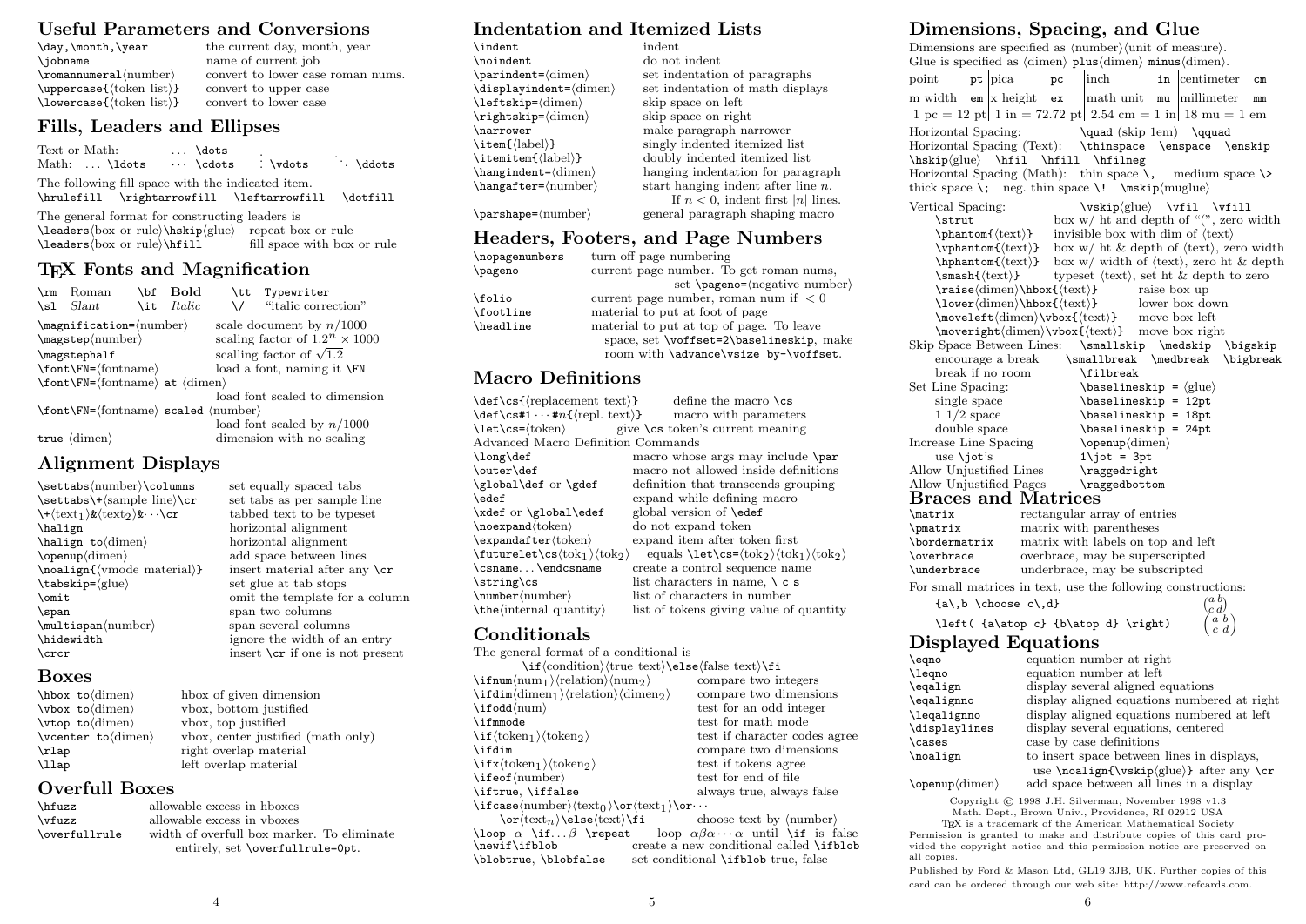## Useful Parameters and Conversions

| | |
|---|---|
| `\day,\month,\year` | the current day, month, year |
| `\jobname` | name of current job |
| `\romannumeral`⟨number⟩ | convert to lower case roman nums. |
| `\uppercase{`⟨token list⟩`}` | convert to upper case |
| `\lowercase{`⟨token list⟩`}` | convert to lower case |

## Fills, Leaders and Ellipses

Text or Math: ... `\dots`

Math: ... `\ldots` ⋯ `\cdots` ⋮ `\vdots` ⋱ `\ddots`

The following fill space with the indicated item.

`\hrulefill` `\rightarrowfill` `\leftarrowfill` `\dotfill`

The general format for constructing leaders is

| | |
|---|---|
| `\leaders`⟨box or rule⟩`\hskip`⟨glue⟩ | repeat box or rule |
| `\leaders`⟨box or rule⟩`\hfill` | fill space with box or rule |

## TeX Fonts and Magnification

| | | | | | |
|---|---|---|---|---|---|
| `\rm` | Roman | `\bf` | **Bold** | `\tt` | `Typewriter` |
| `\sl` | *Slant* | `\it` | *Italic* | `\/` | "italic correction" |

| | |
|---|---|
| `\magnification=`⟨number⟩ | scale document by $n/1000$ |
| `\magstep`⟨number⟩ | scaling factor of $1.2^n \times 1000$ |
| `\magstephalf` | scalling factor of $\sqrt{1.2}$ |
| `\font\FN=`⟨fontname⟩ | load a font, naming it `\FN` |
| `\font\FN=`⟨fontname⟩ `at` ⟨dimen⟩ | load font scaled to dimension |
| `\font\FN=`⟨fontname⟩ `scaled` ⟨number⟩ | load font scaled by $n/1000$ |
| `true` ⟨dimen⟩ | dimension with no scaling |

## Alignment Displays

| | |
|---|---|
| `\settabs`⟨number⟩`\columns` | set equally spaced tabs |
| `\settabs\+`⟨sample line⟩`\cr` | set tabs as per sample line |
| `\+`⟨text$_1$⟩`&`⟨text$_2$⟩`&`⋯`\cr` | tabbed text to be typeset |
| `\halign` | horizontal alignment |
| `\halign to`⟨dimen⟩ | horizontal alignment |
| `\openup`⟨dimen⟩ | add space between lines |
| `\noalign{`⟨vmode material⟩`}` | insert material after any `\cr` |
| `\tabskip=`⟨glue⟩ | set glue at tab stops |
| `\omit` | omit the template for a column |
| `\span` | span two columns |
| `\multispan`⟨number⟩ | span several columns |
| `\hidewidth` | ignore the width of an entry |
| `\crcr` | insert `\cr` if one is not present |

## Boxes

| | |
|---|---|
| `\hbox to`⟨dimen⟩ | hbox of given dimension |
| `\vbox to`⟨dimen⟩ | vbox, bottom justified |
| `\vtop to`⟨dimen⟩ | vbox, top justified |
| `\vcenter to`⟨dimen⟩ | vbox, center justified (math only) |
| `\rlap` | right overlap material |
| `\llap` | left overlap material |

## Overfull Boxes

| | |
|---|---|
| `\hfuzz` | allowable excess in hboxes |
| `\vfuzz` | allowable excess in vboxes |
| `\overfullrule` | width of overfull box marker. To eliminate entirely, set `\overfullrule=0pt`. |

## Indentation and Itemized Lists

| | |
|---|---|
| `\indent` | indent |
| `\noindent` | do not indent |
| `\parindent=`⟨dimen⟩ | set indentation of paragraphs |
| `\displayindent=`⟨dimen⟩ | set indentation of math displays |
| `\leftskip=`⟨dimen⟩ | skip space on left |
| `\rightskip=`⟨dimen⟩ | skip space on right |
| `\narrower` | make paragraph narrower |
| `\item{`⟨label⟩`}` | singly indented itemized list |
| `\itemitem{`⟨label⟩`}` | doubly indented itemized list |
| `\hangindent=`⟨dimen⟩ | hanging indentation for paragraph |
| `\hangafter=`⟨number⟩ | start hanging indent after line $n$. If $n<0$, indent first $\lvert n\rvert$ lines. |
| `\parshape=`⟨number⟩ | general paragraph shaping macro |

## Headers, Footers, and Page Numbers

| | |
|---|---|
| `\nopagenumbers` | turn off page numbering |
| `\pageno` | current page number. To get roman nums, set `\pageno=`⟨negative number⟩ |
| `\folio` | current page number, roman num if $<0$ |
| `\footline` | material to put at foot of page |
| `\headline` | material to put at top of page. To leave space, set `\voffset=2\baselineskip`, make room with `\advance\vsize by-\voffset`. |

## Macro Definitions

| | |
|---|---|
| `\def\cs{`⟨replacement text⟩`}` | define the macro `\cs` |
| `\def\cs#1`⋯`#`$n$`{`⟨repl. text⟩`}` | macro with parameters |
| `\let\cs=`⟨token⟩ | give `\cs` token's current meaning |

Advanced Macro Definition Commands

| | |
|---|---|
| `\long\def` | macro whose args may include `\par` |
| `\outer\def` | macro not allowed inside definitions |
| `\global\def` or `\gdef` | definition that transcends grouping |
| `\edef` | expand while defining macro |
| `\xdef` or `\global\edef` | global version of `\edef` |
| `\noexpand`⟨token⟩ | do not expand token |
| `\expandafter`⟨token⟩ | expand item after token first |
| `\futurelet\cs`⟨tok$_1$⟩⟨tok$_2$⟩ | equals `\let\cs=`⟨tok$_2$⟩⟨tok$_1$⟩⟨tok$_2$⟩ |
| `\csname`...`\endcsname` | create a control sequence name |
| `\string\cs` | list characters in name, `\ c s` |
| `\number`⟨number⟩ | list of characters in number |
| `\the`⟨internal quantity⟩ | list of tokens giving value of quantity |

## Conditionals

The general format of a conditional is

`\if`⟨condition⟩⟨true text⟩`\else`⟨false text⟩`\fi`

| | |
|---|---|
| `\ifnum`⟨num$_1$⟩⟨relation⟩⟨num$_2$⟩ | compare two integers |
| `\ifdim`⟨dimen$_1$⟩⟨relation⟩⟨dimen$_2$⟩ | compare two dimensions |
| `\ifodd`⟨num⟩ | test for an odd integer |
| `\ifmmode` | test for math mode |
| `\if`⟨token$_1$⟩⟨token$_2$⟩ | test if character codes agree |
| `\ifdim` | compare two dimensions |
| `\ifx`⟨token$_1$⟩⟨token$_2$⟩ | test if tokens agree |
| `\ifeof`⟨number⟩ | test for end of file |
| `\iftrue`, `\iffalse` | always true, always false |
| `\ifcase`⟨number⟩⟨text$_0$⟩`\or`⟨text$_1$⟩`\or`⋯ `\or`⟨text$_n$⟩`\else`⟨text⟩`\fi` | choose text by ⟨number⟩ |
| `\loop` $\alpha$ `\if`...$\beta$ `\repeat` | loop $\alpha\beta\alpha\cdots\alpha$ until `\if` is false |
| `\newif\ifblob` | create a new conditional called `\ifblob` |
| `\blobtrue`, `\blobfalse` | set conditional `\ifblob` true, false |

## Dimensions, Spacing, and Glue

Dimensions are specified as ⟨number⟩⟨unit of measure⟩.
Glue is specified as ⟨dimen⟩ `plus`⟨dimen⟩ `minus`⟨dimen⟩.

| | | | |
|---|---|---|---|
| point `pt` | pica `pc` | inch `in` | centimeter `cm` |
| m width `em` | x height `ex` | math unit `mu` | millimeter `mm` |
| 1 pc = 12 pt | 1 in = 72.72 pt | 2.54 cm = 1 in | 18 mu = 1 em |

Horizontal Spacing: `\quad` (skip 1em) `\qquad`

Horizontal Spacing (Text): `\thinspace` `\enspace` `\enskip` `\hskip`⟨glue⟩ `\hfil` `\hfill` `\hfilneg`

Horizontal Spacing (Math): thin space `\,` medium space `\>` thick space `\;` neg. thin space `\!` `\mskip`⟨muglue⟩

Vertical Spacing: `\vskip`⟨glue⟩ `\vfil` `\vfill`

| | |
|---|---|
| `\strut` | box w/ ht and depth of "(", zero width |
| `\phantom{`⟨text⟩`}` | invisible box with dim of ⟨text⟩ |
| `\vphantom{`⟨text⟩`}` | box w/ ht & depth of ⟨text⟩, zero width |
| `\hphantom{`⟨text⟩`}` | box w/ width of ⟨text⟩, zero ht & depth |
| `\smash{`⟨text⟩`}` | typeset ⟨text⟩, set ht & depth to zero |
| `\raise`⟨dimen⟩`\hbox{`⟨text⟩`}` | raise box up |
| `\lower`⟨dimen⟩`\hbox{`⟨text⟩`}` | lower box down |
| `\moveleft`⟨dimen⟩`\vbox{`⟨text⟩`}` | move box left |
| `\moveright`⟨dimen⟩`\vbox{`⟨text⟩`}` | move box right |

| | |
|---|---|
| Skip Space Between Lines: | `\smallskip` `\medskip` `\bigskip` |
| encourage a break | `\smallbreak` `\medbreak` `\bigbreak` |
| break if no room | `\filbreak` |
| Set Line Spacing: | `\baselineskip =` ⟨glue⟩ |
| single space | `\baselineskip = 12pt` |
| 1 1/2 space | `\baselineskip = 18pt` |
| double space | `\baselineskip = 24pt` |
| Increase Line Spacing | `\openup`⟨dimen⟩ |
| use `\jot`'s | `1\jot = 3pt` |
| Allow Unjustified Lines | `\raggedright` |
| Allow Unjustified Pages | `\raggedbottom` |

## Braces and Matrices

| | |
|---|---|
| `\matrix` | rectangular array of entries |
| `\pmatrix` | matrix with parentheses |
| `\bordermatrix` | matrix with labels on top and left |
| `\overbrace` | overbrace, may be superscripted |
| `\underbrace` | underbrace, may be subscripted |

For small matrices in text, use the following constructions:

| | |
|---|---|
| `{a\,b \choose c\,d}` | $\binom{a\,b}{c\,d}$ |
| `\left( {a\atop c} {b\atop d} \right)` | $\left( {a\atop c} {b\atop d} \right)$ |

## Displayed Equations

| | |
|---|---|
| `\eqno` | equation number at right |
| `\leqno` | equation number at left |
| `\eqalign` | display several aligned equations |
| `\eqalignno` | display aligned equations numbered at right |
| `\leqalignno` | display aligned equations numbered at left |
| `\displaylines` | display several equations, centered |
| `\cases` | case by case definitions |
| `\noalign` | to insert space between lines in displays, use `\noalign{\vskip`⟨glue⟩`}` after any `\cr` |
| `\openup`⟨dimen⟩ | add space between all lines in a display |

Copyright © 1998 J.H. Silverman, November 1998 v1.3
Math. Dept., Brown Univ., Providence, RI 02912 USA
TeX is a trademark of the American Mathematical Society

Permission is granted to make and distribute copies of this card provided the copyright notice and this permission notice are preserved on all copies.

Published by Ford & Mason Ltd, GL19 3JB, UK. Further copies of this card can be ordered through our web site: http://www.refcards.com.